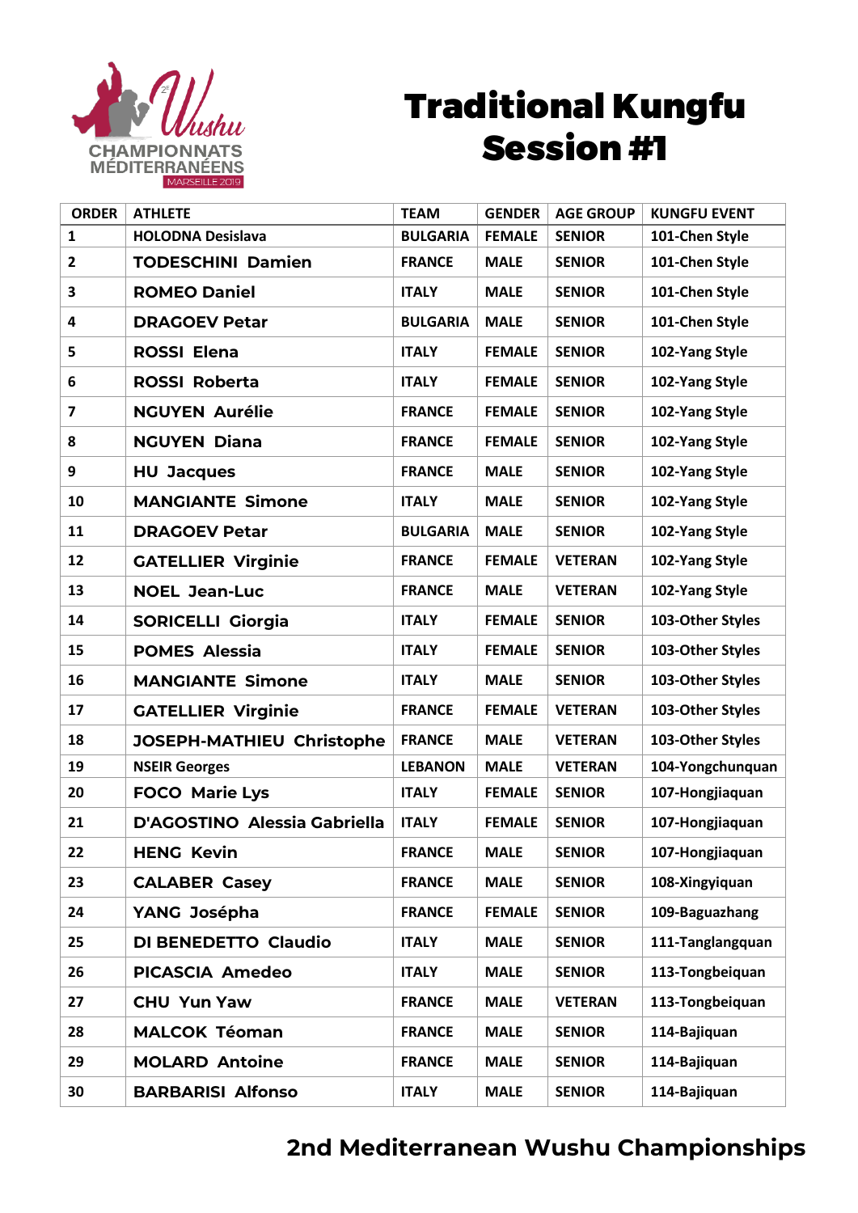2E Wushu CHAMPIONNATS MÉDITERRANÉENS MARSEILLE 2019

# Traditional Kungfu Session #1

| ORDER | ATHLETE | TEAM | GENDER | AGE GROUP | KUNGFU EVENT |
|---|---|---|---|---|---|
| 1 | HOLODNA Desislava | BULGARIA | FEMALE | SENIOR | 101-Chen Style |
| 2 | TODESCHINI Damien | FRANCE | MALE | SENIOR | 101-Chen Style |
| 3 | ROMEO Daniel | ITALY | MALE | SENIOR | 101-Chen Style |
| 4 | DRAGOEV Petar | BULGARIA | MALE | SENIOR | 101-Chen Style |
| 5 | ROSSI Elena | ITALY | FEMALE | SENIOR | 102-Yang Style |
| 6 | ROSSI Roberta | ITALY | FEMALE | SENIOR | 102-Yang Style |
| 7 | NGUYEN Aurélie | FRANCE | FEMALE | SENIOR | 102-Yang Style |
| 8 | NGUYEN Diana | FRANCE | FEMALE | SENIOR | 102-Yang Style |
| 9 | HU Jacques | FRANCE | MALE | SENIOR | 102-Yang Style |
| 10 | MANGIANTE Simone | ITALY | MALE | SENIOR | 102-Yang Style |
| 11 | DRAGOEV Petar | BULGARIA | MALE | SENIOR | 102-Yang Style |
| 12 | GATELLIER Virginie | FRANCE | FEMALE | VETERAN | 102-Yang Style |
| 13 | NOEL Jean-Luc | FRANCE | MALE | VETERAN | 102-Yang Style |
| 14 | SORICELLI Giorgia | ITALY | FEMALE | SENIOR | 103-Other Styles |
| 15 | POMES Alessia | ITALY | FEMALE | SENIOR | 103-Other Styles |
| 16 | MANGIANTE Simone | ITALY | MALE | SENIOR | 103-Other Styles |
| 17 | GATELLIER Virginie | FRANCE | FEMALE | VETERAN | 103-Other Styles |
| 18 | JOSEPH-MATHIEU Christophe | FRANCE | MALE | VETERAN | 103-Other Styles |
| 19 | NSEIR Georges | LEBANON | MALE | VETERAN | 104-Yongchunquan |
| 20 | FOCO Marie Lys | ITALY | FEMALE | SENIOR | 107-Hongjiaquan |
| 21 | D'AGOSTINO Alessia Gabriella | ITALY | FEMALE | SENIOR | 107-Hongjiaquan |
| 22 | HENG Kevin | FRANCE | MALE | SENIOR | 107-Hongjiaquan |
| 23 | CALABER Casey | FRANCE | MALE | SENIOR | 108-Xingyiquan |
| 24 | YANG Josépha | FRANCE | FEMALE | SENIOR | 109-Baguazhang |
| 25 | DI BENEDETTO Claudio | ITALY | MALE | SENIOR | 111-Tanglangquan |
| 26 | PICASCIA Amedeo | ITALY | MALE | SENIOR | 113-Tongbeiquan |
| 27 | CHU Yun Yaw | FRANCE | MALE | VETERAN | 113-Tongbeiquan |
| 28 | MALCOK Téoman | FRANCE | MALE | SENIOR | 114-Bajiquan |
| 29 | MOLARD Antoine | FRANCE | MALE | SENIOR | 114-Bajiquan |
| 30 | BARBARISI Alfonso | ITALY | MALE | SENIOR | 114-Bajiquan |

**2nd Mediterranean Wushu Championships**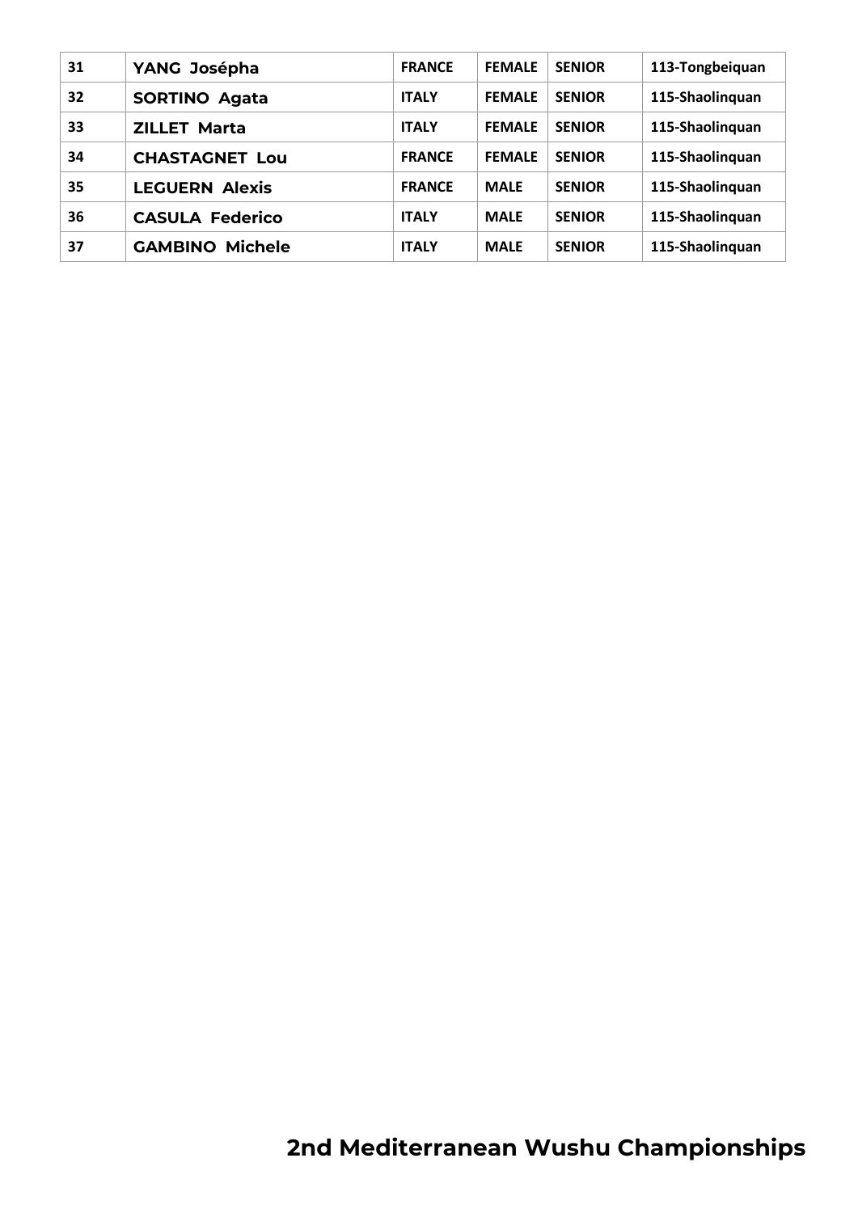| 31 | YANG Josépha | FRANCE | FEMALE | SENIOR | 113-Tongbeiquan |
|---|---|---|---|---|---|
| 32 | SORTINO Agata | ITALY | FEMALE | SENIOR | 115-Shaolinquan |
| 33 | ZILLET Marta | ITALY | FEMALE | SENIOR | 115-Shaolinquan |
| 34 | CHASTAGNET Lou | FRANCE | FEMALE | SENIOR | 115-Shaolinquan |
| 35 | LEGUERN Alexis | FRANCE | MALE | SENIOR | 115-Shaolinquan |
| 36 | CASULA Federico | ITALY | MALE | SENIOR | 115-Shaolinquan |
| 37 | GAMBINO Michele | ITALY | MALE | SENIOR | 115-Shaolinquan |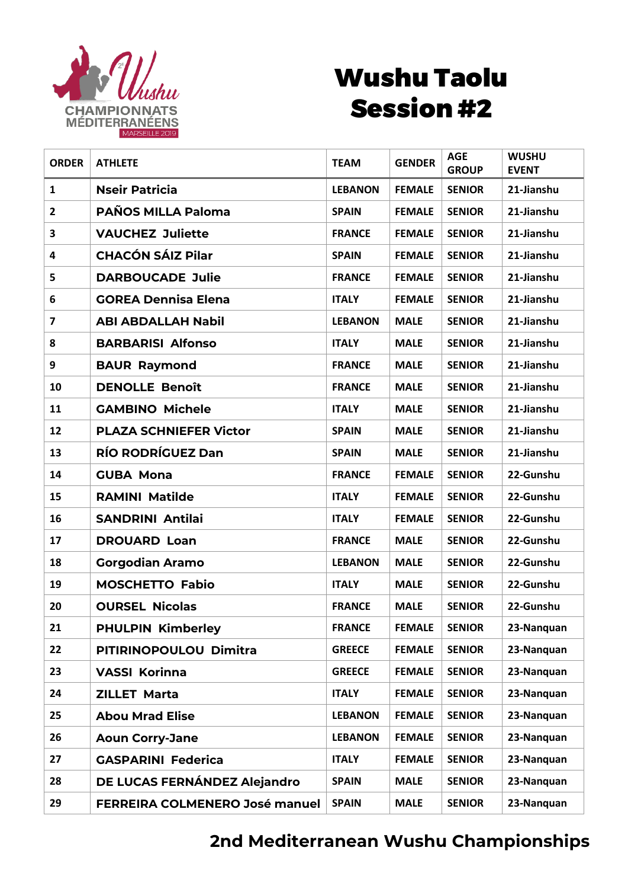# Wushu Taolu Session #2

| ORDER | ATHLETE | TEAM | GENDER | AGE GROUP | WUSHU EVENT |
|---|---|---|---|---|---|
| 1 | Nseir Patricia | LEBANON | FEMALE | SENIOR | 21-Jianshu |
| 2 | PAÑOS MILLA Paloma | SPAIN | FEMALE | SENIOR | 21-Jianshu |
| 3 | VAUCHEZ Juliette | FRANCE | FEMALE | SENIOR | 21-Jianshu |
| 4 | CHACÓN SÁIZ Pilar | SPAIN | FEMALE | SENIOR | 21-Jianshu |
| 5 | DARBOUCADE Julie | FRANCE | FEMALE | SENIOR | 21-Jianshu |
| 6 | GOREA Dennisa Elena | ITALY | FEMALE | SENIOR | 21-Jianshu |
| 7 | ABI ABDALLAH Nabil | LEBANON | MALE | SENIOR | 21-Jianshu |
| 8 | BARBARISI Alfonso | ITALY | MALE | SENIOR | 21-Jianshu |
| 9 | BAUR Raymond | FRANCE | MALE | SENIOR | 21-Jianshu |
| 10 | DENOLLE Benoît | FRANCE | MALE | SENIOR | 21-Jianshu |
| 11 | GAMBINO Michele | ITALY | MALE | SENIOR | 21-Jianshu |
| 12 | PLAZA SCHNIEFER Victor | SPAIN | MALE | SENIOR | 21-Jianshu |
| 13 | RÍO RODRÍGUEZ Dan | SPAIN | MALE | SENIOR | 21-Jianshu |
| 14 | GUBA Mona | FRANCE | FEMALE | SENIOR | 22-Gunshu |
| 15 | RAMINI Matilde | ITALY | FEMALE | SENIOR | 22-Gunshu |
| 16 | SANDRINI Antilai | ITALY | FEMALE | SENIOR | 22-Gunshu |
| 17 | DROUARD Loan | FRANCE | MALE | SENIOR | 22-Gunshu |
| 18 | Gorgodian Aramo | LEBANON | MALE | SENIOR | 22-Gunshu |
| 19 | MOSCHETTO Fabio | ITALY | MALE | SENIOR | 22-Gunshu |
| 20 | OURSEL Nicolas | FRANCE | MALE | SENIOR | 22-Gunshu |
| 21 | PHULPIN Kimberley | FRANCE | FEMALE | SENIOR | 23-Nanquan |
| 22 | PITIRINOPOULOU Dimitra | GREECE | FEMALE | SENIOR | 23-Nanquan |
| 23 | VASSI Korinna | GREECE | FEMALE | SENIOR | 23-Nanquan |
| 24 | ZILLET Marta | ITALY | FEMALE | SENIOR | 23-Nanquan |
| 25 | Abou Mrad Elise | LEBANON | FEMALE | SENIOR | 23-Nanquan |
| 26 | Aoun Corry-Jane | LEBANON | FEMALE | SENIOR | 23-Nanquan |
| 27 | GASPARINI Federica | ITALY | FEMALE | SENIOR | 23-Nanquan |
| 28 | DE LUCAS FERNÁNDEZ Alejandro | SPAIN | MALE | SENIOR | 23-Nanquan |
| 29 | FERREIRA COLMENERO José manuel | SPAIN | MALE | SENIOR | 23-Nanquan |

**2nd Mediterranean Wushu Championships**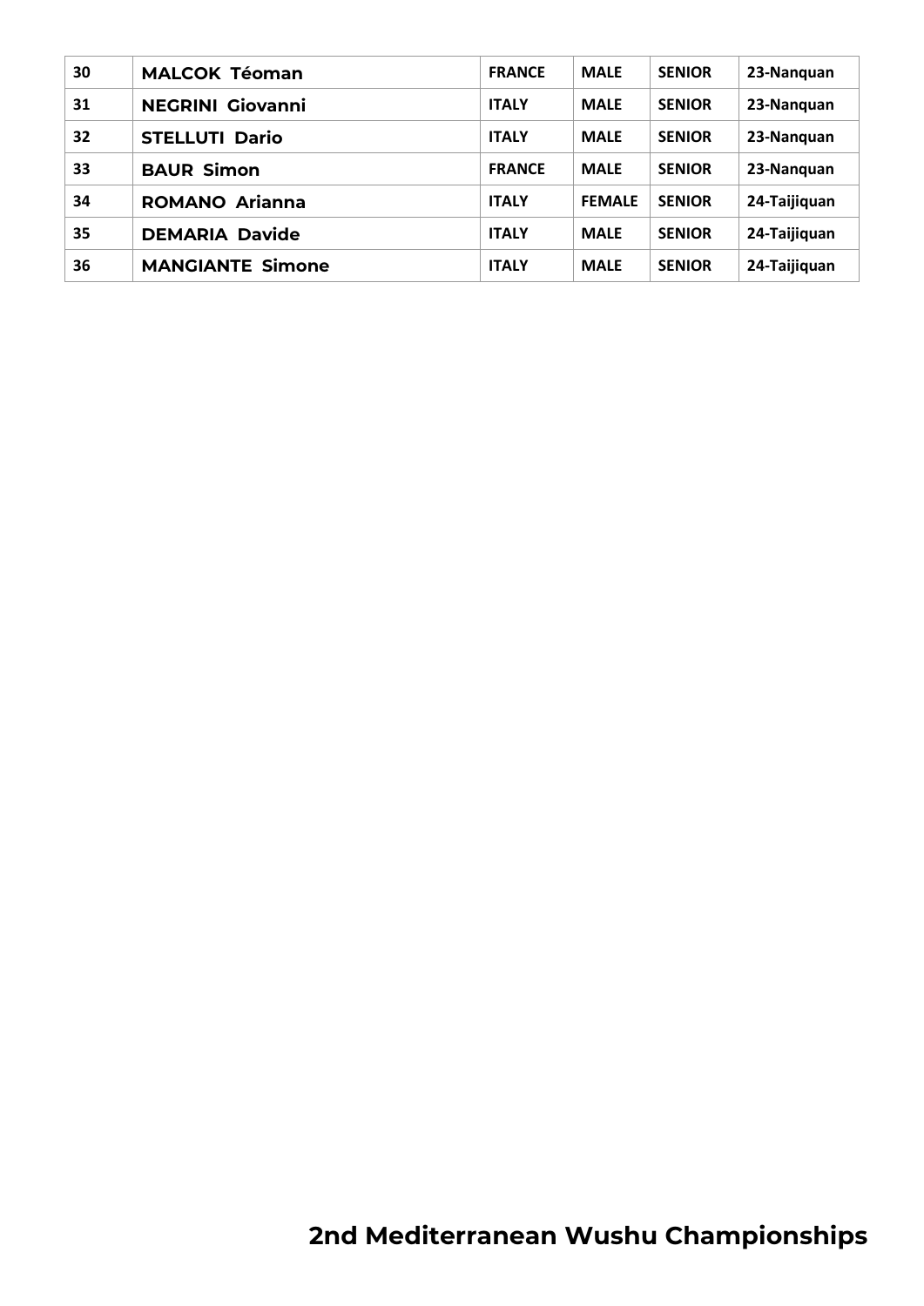| | | | | | |
|---|---|---|---|---|---|
| 30 | **MALCOK Téoman** | FRANCE | MALE | SENIOR | 23-Nanquan |
| 31 | **NEGRINI Giovanni** | ITALY | MALE | SENIOR | 23-Nanquan |
| 32 | **STELLUTI Dario** | ITALY | MALE | SENIOR | 23-Nanquan |
| 33 | **BAUR Simon** | FRANCE | MALE | SENIOR | 23-Nanquan |
| 34 | **ROMANO Arianna** | ITALY | FEMALE | SENIOR | 24-Taijiquan |
| 35 | **DEMARIA Davide** | ITALY | MALE | SENIOR | 24-Taijiquan |
| 36 | **MANGIANTE Simone** | ITALY | MALE | SENIOR | 24-Taijiquan |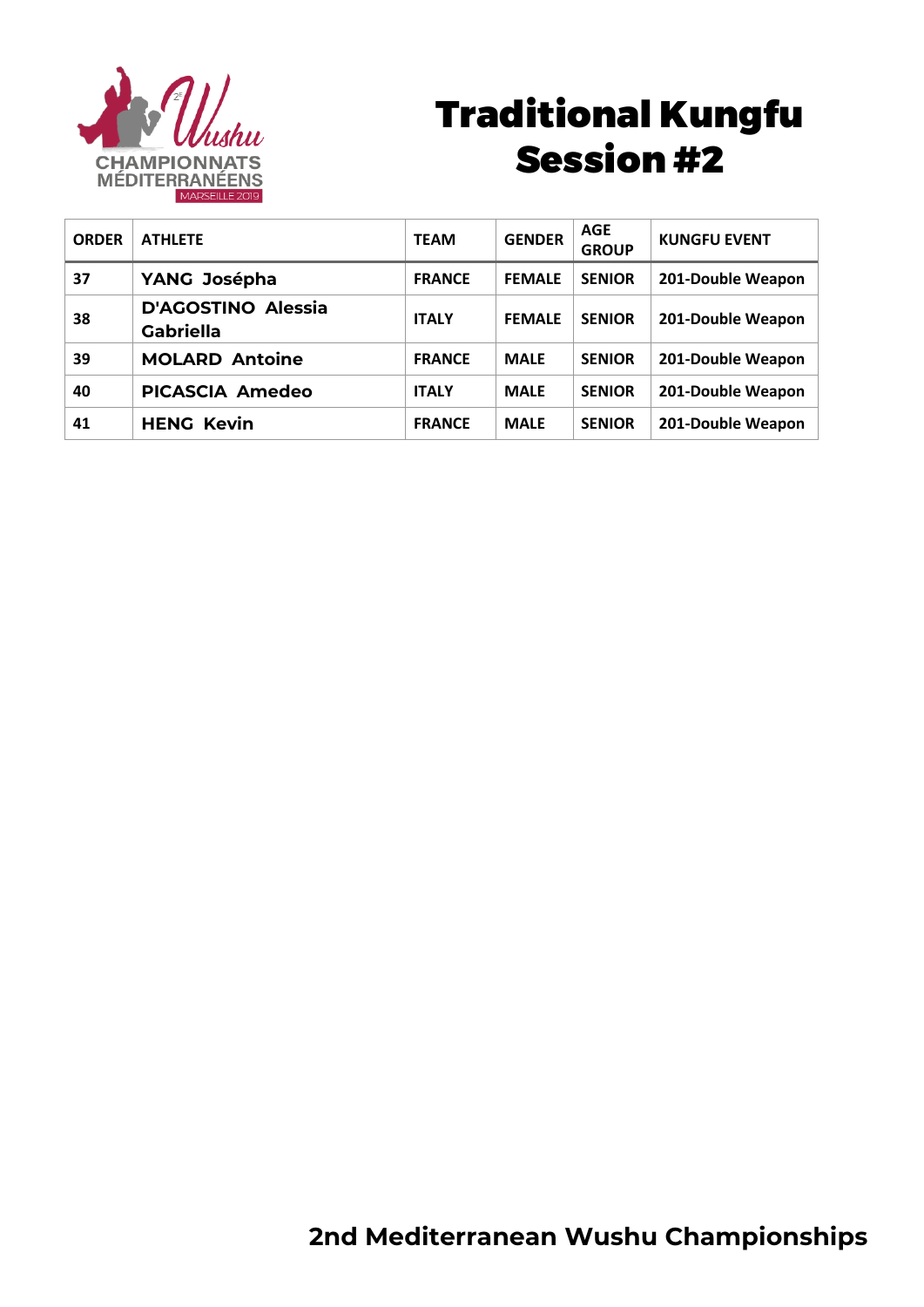# Traditional Kungfu Session #2

| ORDER | ATHLETE | TEAM | GENDER | AGE GROUP | KUNGFU EVENT |
|---|---|---|---|---|---|
| 37 | YANG Josépha | FRANCE | FEMALE | SENIOR | 201-Double Weapon |
| 38 | D'AGOSTINO Alessia Gabriella | ITALY | FEMALE | SENIOR | 201-Double Weapon |
| 39 | MOLARD Antoine | FRANCE | MALE | SENIOR | 201-Double Weapon |
| 40 | PICASCIA Amedeo | ITALY | MALE | SENIOR | 201-Double Weapon |
| 41 | HENG Kevin | FRANCE | MALE | SENIOR | 201-Double Weapon |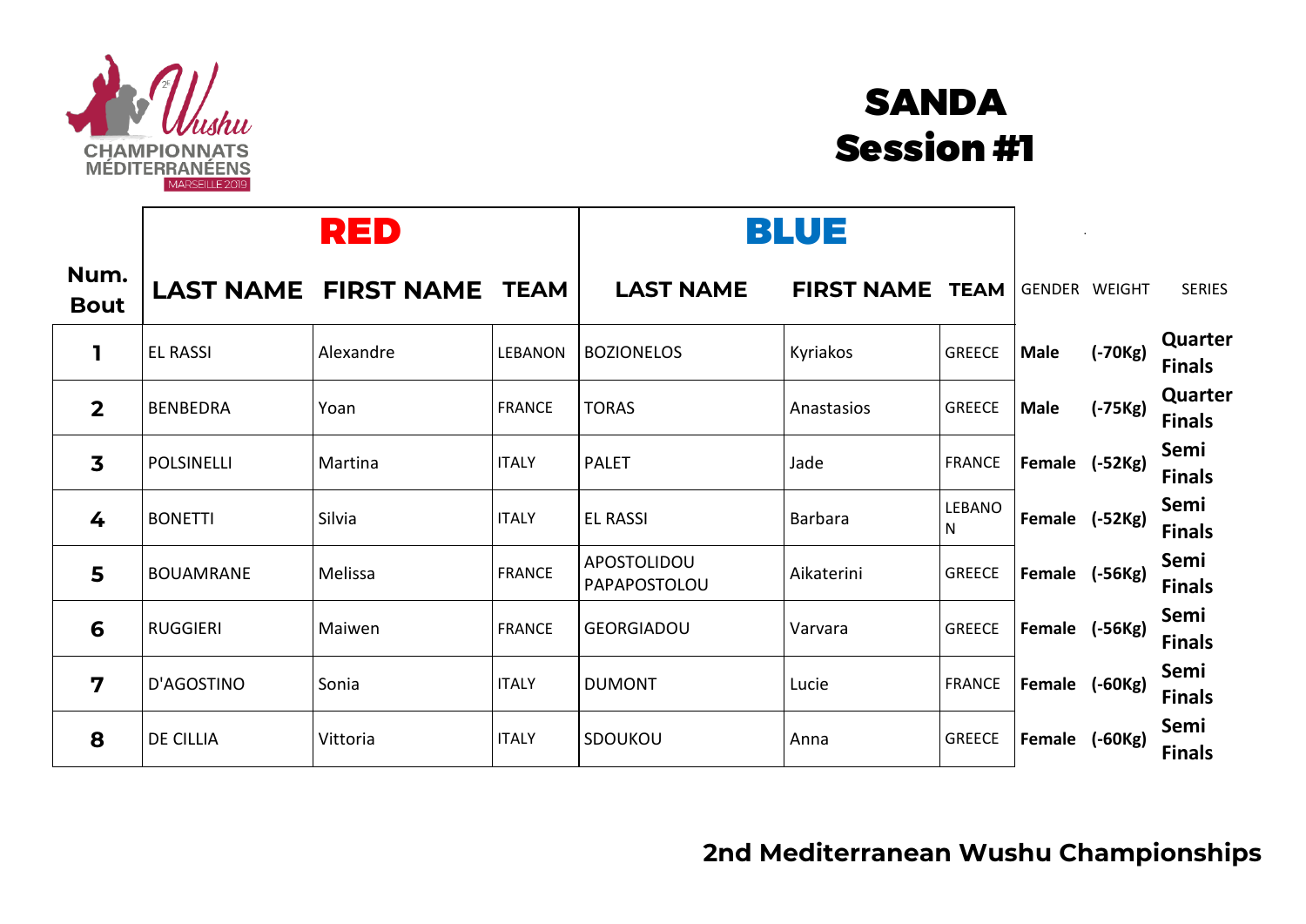# SANDA
# Session #1

| Num. Bout | RED | | | BLUE | | | | | |
|---|---|---|---|---|---|---|---|---|---|
| | LAST NAME | FIRST NAME | TEAM | LAST NAME | FIRST NAME | TEAM | GENDER | WEIGHT | SERIES |
| 1 | EL RASSI | Alexandre | LEBANON | BOZIONELOS | Kyriakos | GREECE | Male | (-70Kg) | Quarter Finals |
| 2 | BENBEDRA | Yoan | FRANCE | TORAS | Anastasios | GREECE | Male | (-75Kg) | Quarter Finals |
| 3 | POLSINELLI | Martina | ITALY | PALET | Jade | FRANCE | Female | (-52Kg) | Semi Finals |
| 4 | BONETTI | Silvia | ITALY | EL RASSI | Barbara | LEBANON | Female | (-52Kg) | Semi Finals |
| 5 | BOUAMRANE | Melissa | FRANCE | APOSTOLIDOU PAPAPOSTOLOU | Aikaterini | GREECE | Female | (-56Kg) | Semi Finals |
| 6 | RUGGIERI | Maiwen | FRANCE | GEORGIADOU | Varvara | GREECE | Female | (-56Kg) | Semi Finals |
| 7 | D'AGOSTINO | Sonia | ITALY | DUMONT | Lucie | FRANCE | Female | (-60Kg) | Semi Finals |
| 8 | DE CILLIA | Vittoria | ITALY | SDOUKOU | Anna | GREECE | Female | (-60Kg) | Semi Finals |

**2nd Mediterranean Wushu Championships**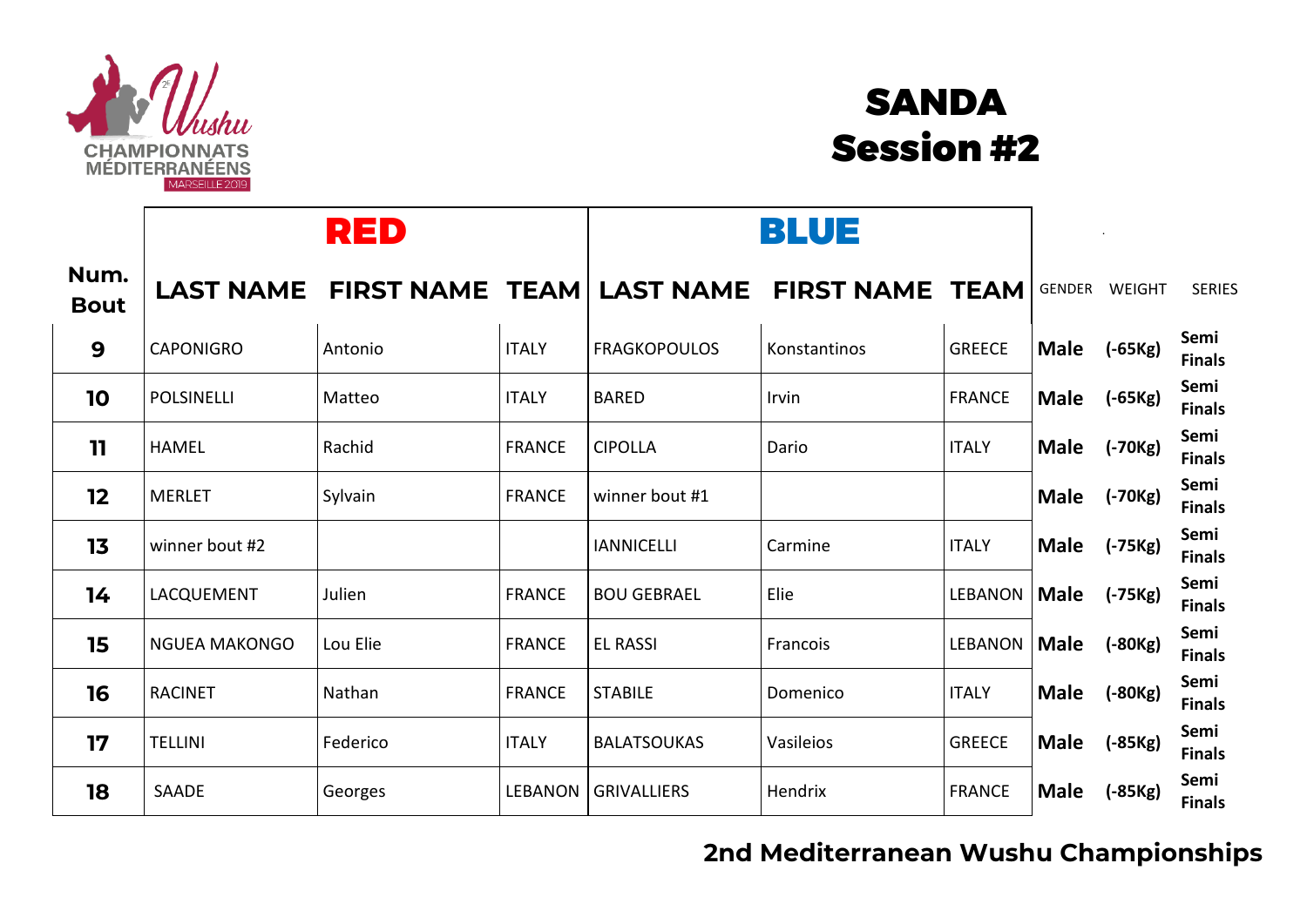# SANDA
# Session #2

| | RED | | | BLUE | | | | | |
|---|---|---|---|---|---|---|---|---|---|
| Num. Bout | LAST NAME | FIRST NAME | TEAM | LAST NAME | FIRST NAME | TEAM | GENDER | WEIGHT | SERIES |
| 9 | CAPONIGRO | Antonio | ITALY | FRAGKOPOULOS | Konstantinos | GREECE | Male | (-65Kg) | Semi Finals |
| 10 | POLSINELLI | Matteo | ITALY | BARED | Irvin | FRANCE | Male | (-65Kg) | Semi Finals |
| 11 | HAMEL | Rachid | FRANCE | CIPOLLA | Dario | ITALY | Male | (-70Kg) | Semi Finals |
| 12 | MERLET | Sylvain | FRANCE | winner bout #1 | | | Male | (-70Kg) | Semi Finals |
| 13 | winner bout #2 | | | IANNICELLI | Carmine | ITALY | Male | (-75Kg) | Semi Finals |
| 14 | LACQUEMENT | Julien | FRANCE | BOU GEBRAEL | Elie | LEBANON | Male | (-75Kg) | Semi Finals |
| 15 | NGUEA MAKONGO | Lou Elie | FRANCE | EL RASSI | Francois | LEBANON | Male | (-80Kg) | Semi Finals |
| 16 | RACINET | Nathan | FRANCE | STABILE | Domenico | ITALY | Male | (-80Kg) | Semi Finals |
| 17 | TELLINI | Federico | ITALY | BALATSOUKAS | Vasileios | GREECE | Male | (-85Kg) | Semi Finals |
| 18 | SAADE | Georges | LEBANON | GRIVALLIERS | Hendrix | FRANCE | Male | (-85Kg) | Semi Finals |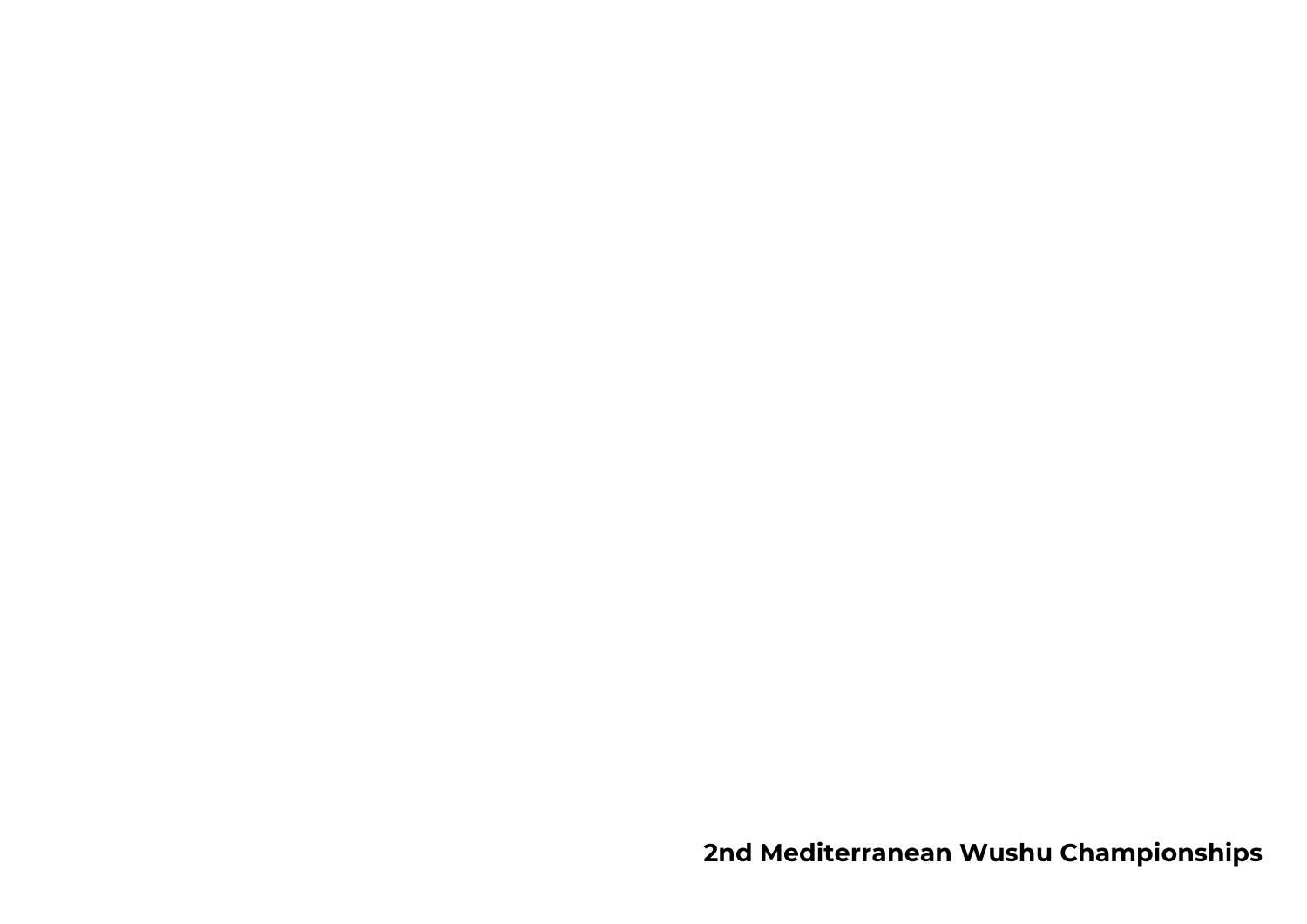**2nd Mediterranean Wushu Championships**